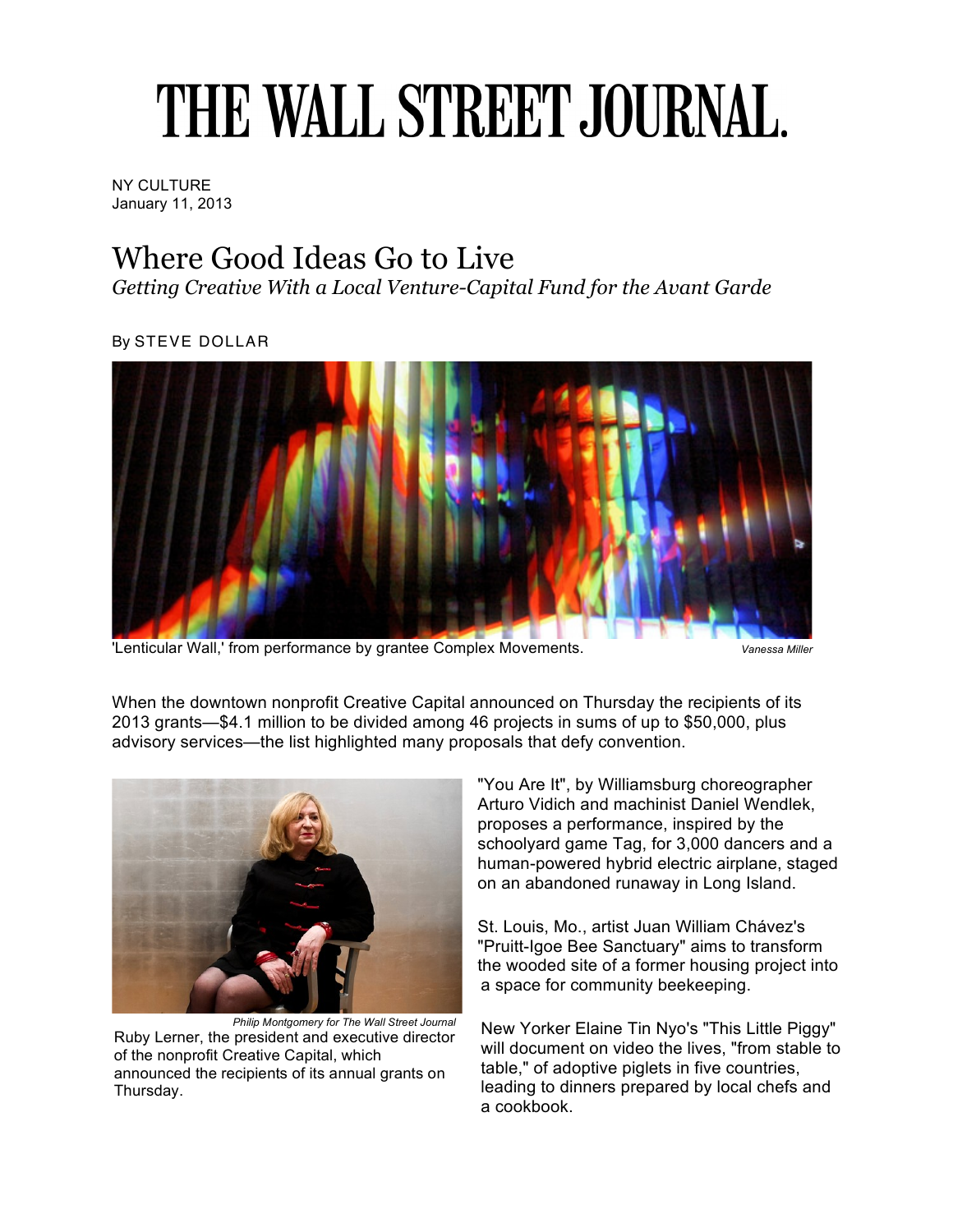# THE WALL STREET JOURNAL.

NY CULTURE
January 11, 2013

## Where Good Ideas Go to Live

*Getting Creative With a Local Venture-Capital Fund for the Avant Garde*

By STEVE DOLLAR

'Lenticular Wall,' from performance by grantee Complex Movements. *Vanessa Miller*

When the downtown nonprofit Creative Capital announced on Thursday the recipients of its 2013 grants—$4.1 million to be divided among 46 projects in sums of up to $50,000, plus advisory services—the list highlighted many proposals that defy convention.

*Philip Montgomery for The Wall Street Journal*
Ruby Lerner, the president and executive director of the nonprofit Creative Capital, which announced the recipients of its annual grants on Thursday.

"You Are It", by Williamsburg choreographer Arturo Vidich and machinist Daniel Wendlek, proposes a performance, inspired by the schoolyard game Tag, for 3,000 dancers and a human-powered hybrid electric airplane, staged on an abandoned runaway in Long Island.

St. Louis, Mo., artist Juan William Chávez's "Pruitt-Igoe Bee Sanctuary" aims to transform the wooded site of a former housing project into a space for community beekeeping.

New Yorker Elaine Tin Nyo's "This Little Piggy" will document on video the lives, "from stable to table," of adoptive piglets in five countries, leading to dinners prepared by local chefs and a cookbook.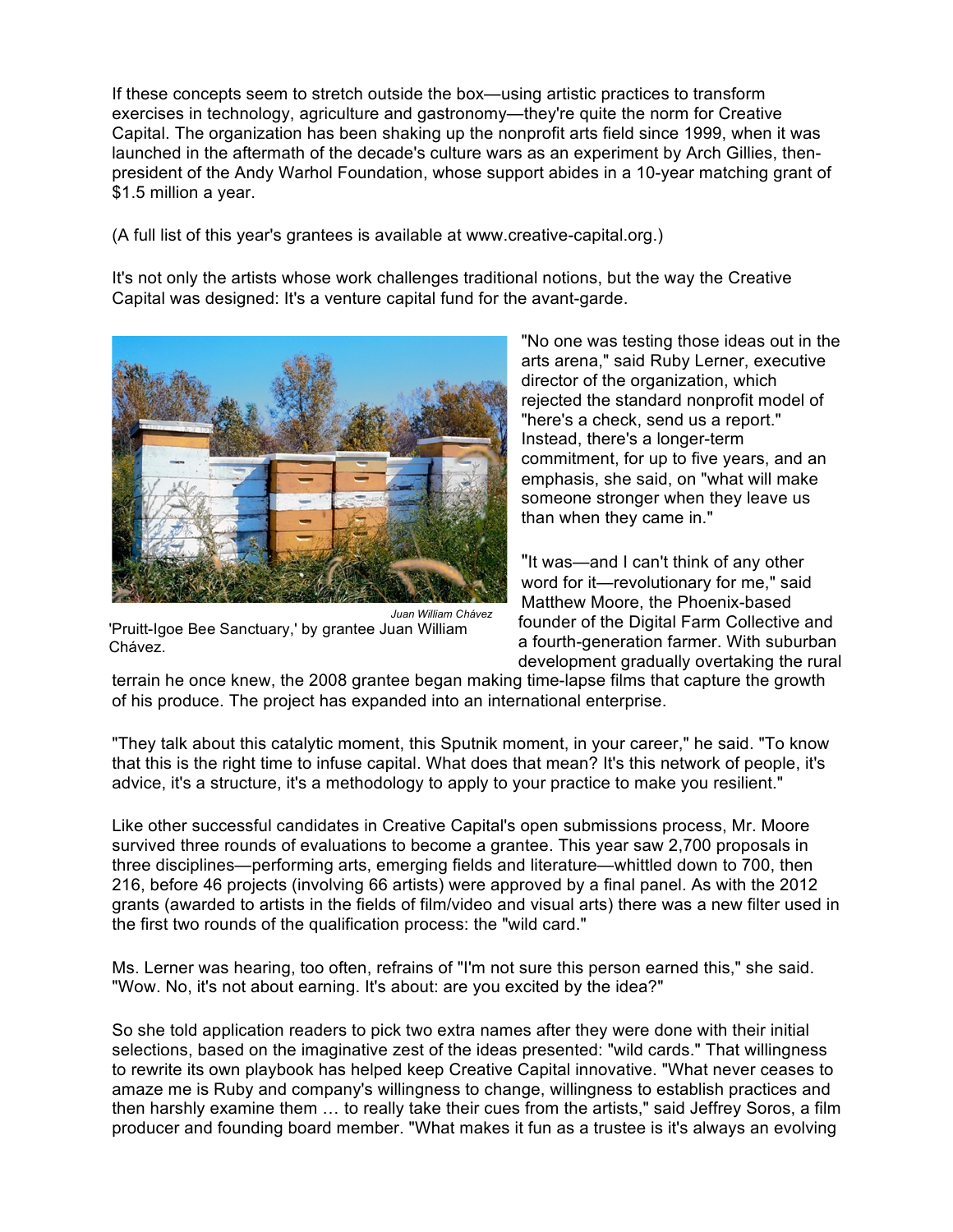If these concepts seem to stretch outside the box—using artistic practices to transform exercises in technology, agriculture and gastronomy—they're quite the norm for Creative Capital. The organization has been shaking up the nonprofit arts field since 1999, when it was launched in the aftermath of the decade's culture wars as an experiment by Arch Gillies, then-president of the Andy Warhol Foundation, whose support abides in a 10-year matching grant of $1.5 million a year.

(A full list of this year's grantees is available at www.creative-capital.org.)

It's not only the artists whose work challenges traditional notions, but the way the Creative Capital was designed: It's a venture capital fund for the avant-garde.

*Juan William Chávez*

'Pruitt-Igoe Bee Sanctuary,' by grantee Juan William Chávez.

"No one was testing those ideas out in the arts arena," said Ruby Lerner, executive director of the organization, which rejected the standard nonprofit model of "here's a check, send us a report." Instead, there's a longer-term commitment, for up to five years, and an emphasis, she said, on "what will make someone stronger when they leave us than when they came in."

"It was—and I can't think of any other word for it—revolutionary for me," said Matthew Moore, the Phoenix-based founder of the Digital Farm Collective and a fourth-generation farmer. With suburban development gradually overtaking the rural terrain he once knew, the 2008 grantee began making time-lapse films that capture the growth of his produce. The project has expanded into an international enterprise.

"They talk about this catalytic moment, this Sputnik moment, in your career," he said. "To know that this is the right time to infuse capital. What does that mean? It's this network of people, it's advice, it's a structure, it's a methodology to apply to your practice to make you resilient."

Like other successful candidates in Creative Capital's open submissions process, Mr. Moore survived three rounds of evaluations to become a grantee. This year saw 2,700 proposals in three disciplines—performing arts, emerging fields and literature—whittled down to 700, then 216, before 46 projects (involving 66 artists) were approved by a final panel. As with the 2012 grants (awarded to artists in the fields of film/video and visual arts) there was a new filter used in the first two rounds of the qualification process: the "wild card."

Ms. Lerner was hearing, too often, refrains of "I'm not sure this person earned this," she said. "Wow. No, it's not about earning. It's about: are you excited by the idea?"

So she told application readers to pick two extra names after they were done with their initial selections, based on the imaginative zest of the ideas presented: "wild cards." That willingness to rewrite its own playbook has helped keep Creative Capital innovative. "What never ceases to amaze me is Ruby and company's willingness to change, willingness to establish practices and then harshly examine them … to really take their cues from the artists," said Jeffrey Soros, a film producer and founding board member. "What makes it fun as a trustee is it's always an evolving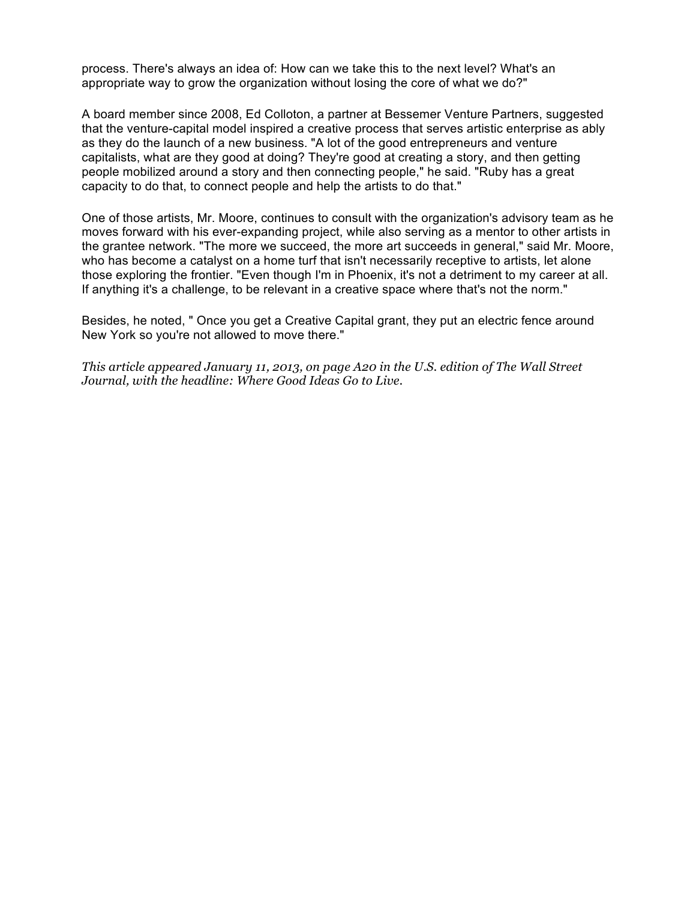process. There's always an idea of: How can we take this to the next level? What's an appropriate way to grow the organization without losing the core of what we do?"

A board member since 2008, Ed Colloton, a partner at Bessemer Venture Partners, suggested that the venture-capital model inspired a creative process that serves artistic enterprise as ably as they do the launch of a new business. "A lot of the good entrepreneurs and venture capitalists, what are they good at doing? They're good at creating a story, and then getting people mobilized around a story and then connecting people," he said. "Ruby has a great capacity to do that, to connect people and help the artists to do that."

One of those artists, Mr. Moore, continues to consult with the organization's advisory team as he moves forward with his ever-expanding project, while also serving as a mentor to other artists in the grantee network. "The more we succeed, the more art succeeds in general," said Mr. Moore, who has become a catalyst on a home turf that isn't necessarily receptive to artists, let alone those exploring the frontier. "Even though I'm in Phoenix, it's not a detriment to my career at all. If anything it's a challenge, to be relevant in a creative space where that's not the norm."

Besides, he noted, " Once you get a Creative Capital grant, they put an electric fence around New York so you're not allowed to move there."

*This article appeared January 11, 2013, on page A20 in the U.S. edition of The Wall Street Journal, with the headline: Where Good Ideas Go to Live.*